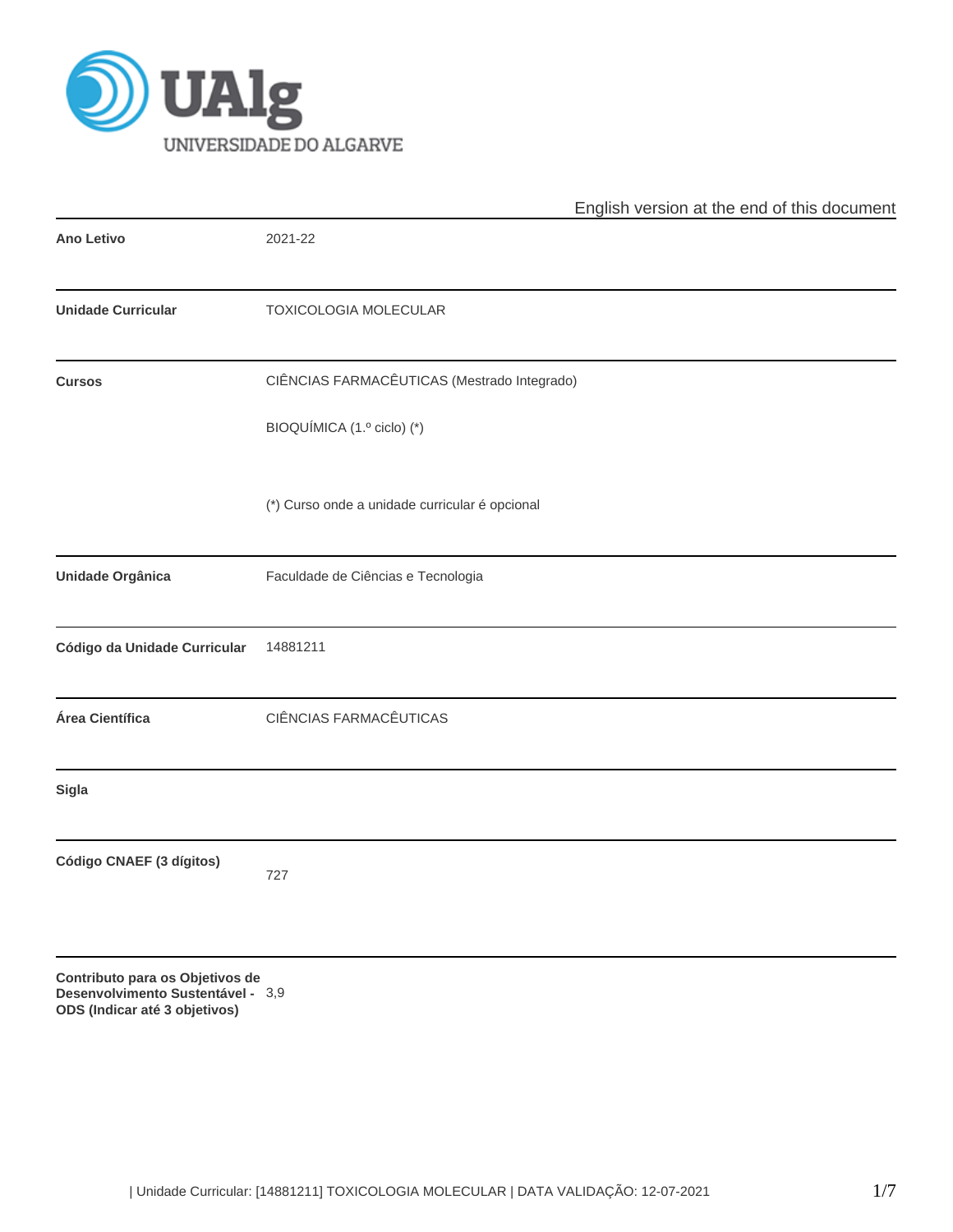English version at the end of this document

| | |
|---|---|
| **Ano Letivo** | 2021-22 |
| **Unidade Curricular** | TOXICOLOGIA MOLECULAR |
| **Cursos** | CIÊNCIAS FARMACÊUTICAS (Mestrado Integrado)<br><br>BIOQUÍMICA (1.º ciclo) (*)<br><br>(*) Curso onde a unidade curricular é opcional |
| **Unidade Orgânica** | Faculdade de Ciências e Tecnologia |
| **Código da Unidade Curricular** | 14881211 |
| **Área Científica** | CIÊNCIAS FARMACÊUTICAS |
| **Sigla** | |
| **Código CNAEF (3 dígitos)** | 727 |
| **Contributo para os Objetivos de Desenvolvimento Sustentável - ODS (Indicar até 3 objetivos)** | 3,9 |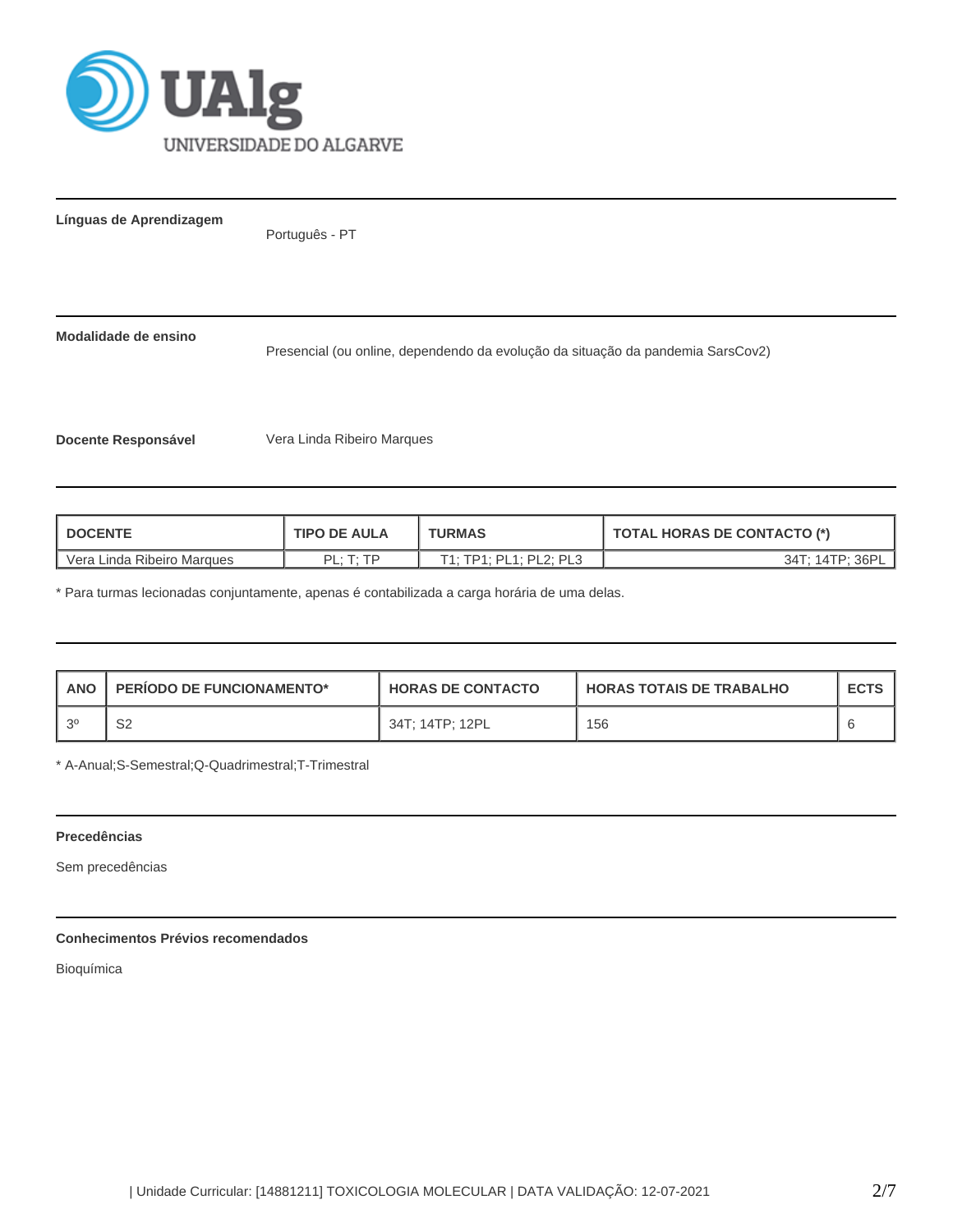**Línguas de Aprendizagem**

Português - PT

**Modalidade de ensino**

Presencial (ou online, dependendo da evolução da situação da pandemia SarsCov2)

**Docente Responsável**

Vera Linda Ribeiro Marques

| DOCENTE | TIPO DE AULA | TURMAS | TOTAL HORAS DE CONTACTO (*) |
|---|---|---|---|
| Vera Linda Ribeiro Marques | PL; T; TP | T1; TP1; PL1; PL2; PL3 | 34T; 14TP; 36PL |

* Para turmas lecionadas conjuntamente, apenas é contabilizada a carga horária de uma delas.

| ANO | PERÍODO DE FUNCIONAMENTO* | HORAS DE CONTACTO | HORAS TOTAIS DE TRABALHO | ECTS |
|---|---|---|---|---|
| 3º | S2 | 34T; 14TP; 12PL | 156 | 6 |

* A-Anual;S-Semestral;Q-Quadrimestral;T-Trimestral

**Precedências**

Sem precedências

**Conhecimentos Prévios recomendados**

Bioquímica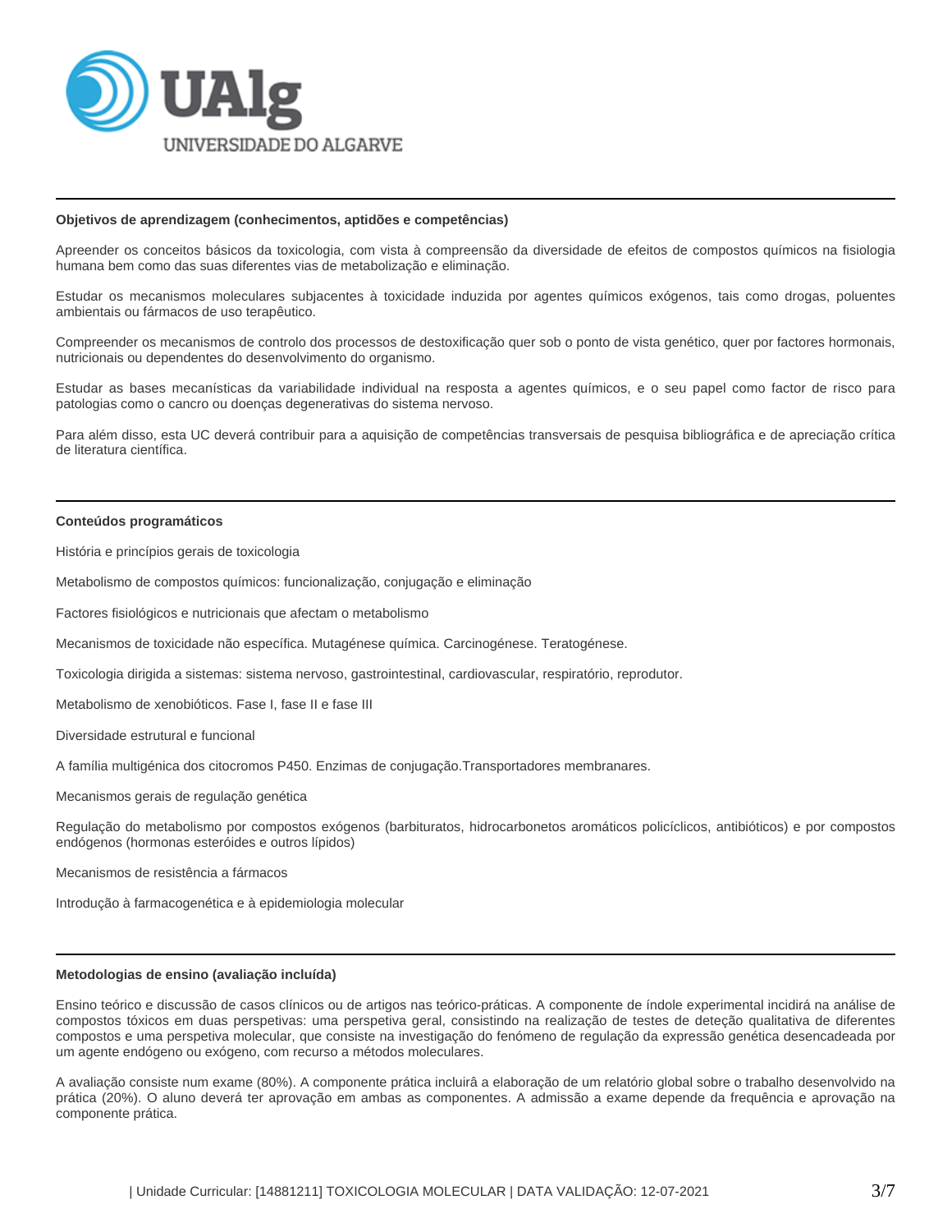#### Objetivos de aprendizagem (conhecimentos, aptidões e competências)

Apreender os conceitos básicos da toxicologia, com vista à compreensão da diversidade de efeitos de compostos químicos na fisiologia humana bem como das suas diferentes vias de metabolização e eliminação.

Estudar os mecanismos moleculares subjacentes à toxicidade induzida por agentes químicos exógenos, tais como drogas, poluentes ambientais ou fármacos de uso terapêutico.

Compreender os mecanismos de controlo dos processos de destoxificação quer sob o ponto de vista genético, quer por factores hormonais, nutricionais ou dependentes do desenvolvimento do organismo.

Estudar as bases mecanísticas da variabilidade individual na resposta a agentes químicos, e o seu papel como factor de risco para patologias como o cancro ou doenças degenerativas do sistema nervoso.

Para além disso, esta UC deverá contribuir para a aquisição de competências transversais de pesquisa bibliográfica e de apreciação crítica de literatura científica.

#### Conteúdos programáticos

História e princípios gerais de toxicologia

Metabolismo de compostos químicos: funcionalização, conjugação e eliminação

Factores fisiológicos e nutricionais que afectam o metabolismo

Mecanismos de toxicidade não específica. Mutagénese química. Carcinogénese. Teratogénese.

Toxicologia dirigida a sistemas: sistema nervoso, gastrointestinal, cardiovascular, respiratório, reprodutor.

Metabolismo de xenobióticos. Fase I, fase II e fase III

Diversidade estrutural e funcional

A família multigénica dos citocromos P450. Enzimas de conjugação.Transportadores membranares.

Mecanismos gerais de regulação genética

Regulação do metabolismo por compostos exógenos (barbituratos, hidrocarbonetos aromáticos policíclicos, antibióticos) e por compostos endógenos (hormonas esteróides e outros lípidos)

Mecanismos de resistência a fármacos

Introdução à farmacogenética e à epidemiologia molecular

#### Metodologias de ensino (avaliação incluída)

Ensino teórico e discussão de casos clínicos ou de artigos nas teórico-práticas. A componente de índole experimental incidirá na análise de compostos tóxicos em duas perspetivas: uma perspetiva geral, consistindo na realização de testes de deteção qualitativa de diferentes compostos e uma perspetiva molecular, que consiste na investigação do fenómeno de regulação da expressão genética desencadeada por um agente endógeno ou exógeno, com recurso a métodos moleculares.

A avaliação consiste num exame (80%). A componente prática incluirá a elaboração de um relatório global sobre o trabalho desenvolvido na prática (20%). O aluno deverá ter aprovação em ambas as componentes. A admissão a exame depende da frequência e aprovação na componente prática.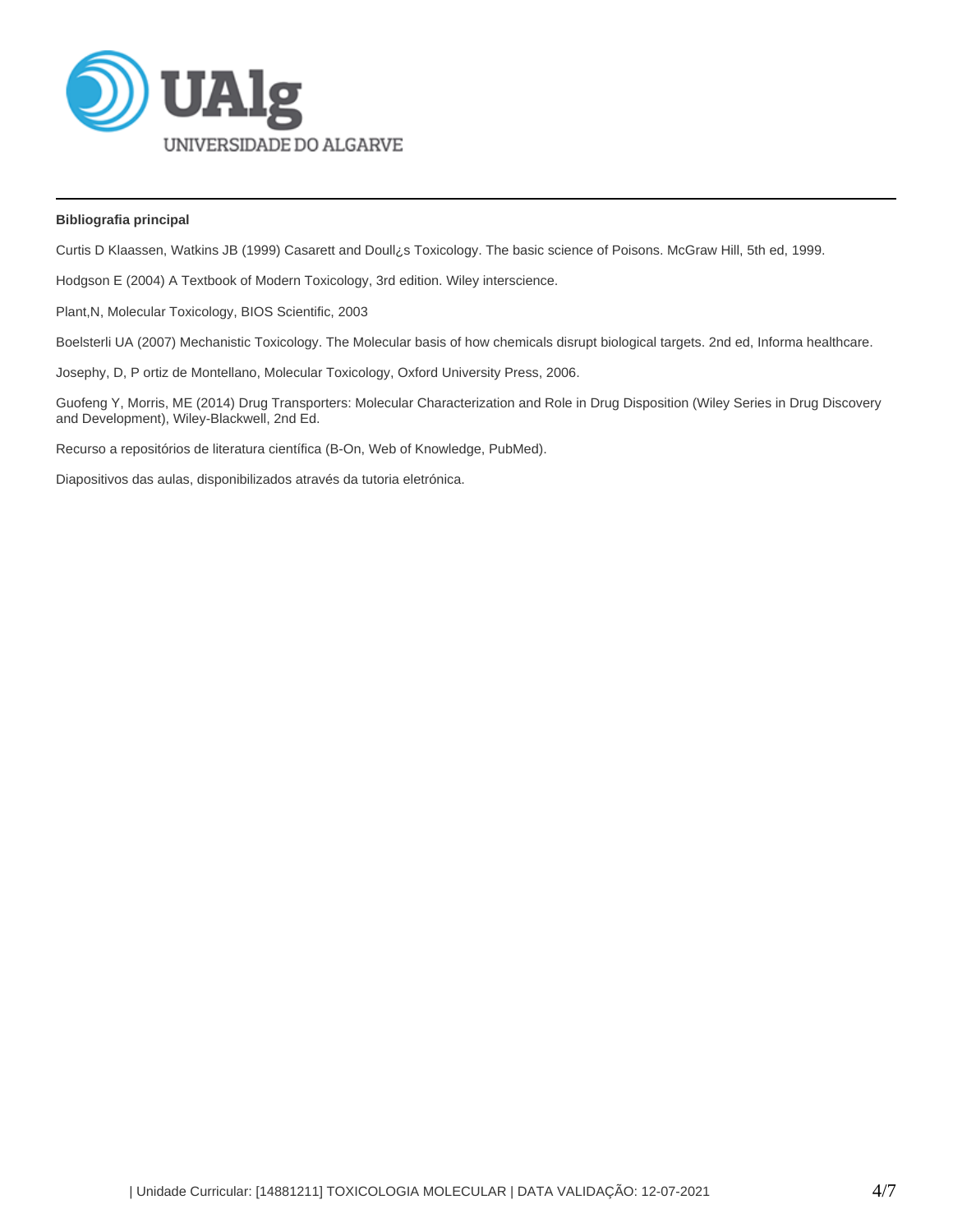**Bibliografia principal**

Curtis D Klaassen, Watkins JB (1999) Casarett and Doull¿s Toxicology. The basic science of Poisons. McGraw Hill, 5th ed, 1999.

Hodgson E (2004) A Textbook of Modern Toxicology, 3rd edition. Wiley interscience.

Plant,N, Molecular Toxicology, BIOS Scientific, 2003

Boelsterli UA (2007) Mechanistic Toxicology. The Molecular basis of how chemicals disrupt biological targets. 2nd ed, Informa healthcare.

Josephy, D, P ortiz de Montellano, Molecular Toxicology, Oxford University Press, 2006.

Guofeng Y, Morris, ME (2014) Drug Transporters: Molecular Characterization and Role in Drug Disposition (Wiley Series in Drug Discovery and Development), Wiley-Blackwell, 2nd Ed.

Recurso a repositórios de literatura científica (B-On, Web of Knowledge, PubMed).

Diapositivos das aulas, disponibilizados através da tutoria eletrónica.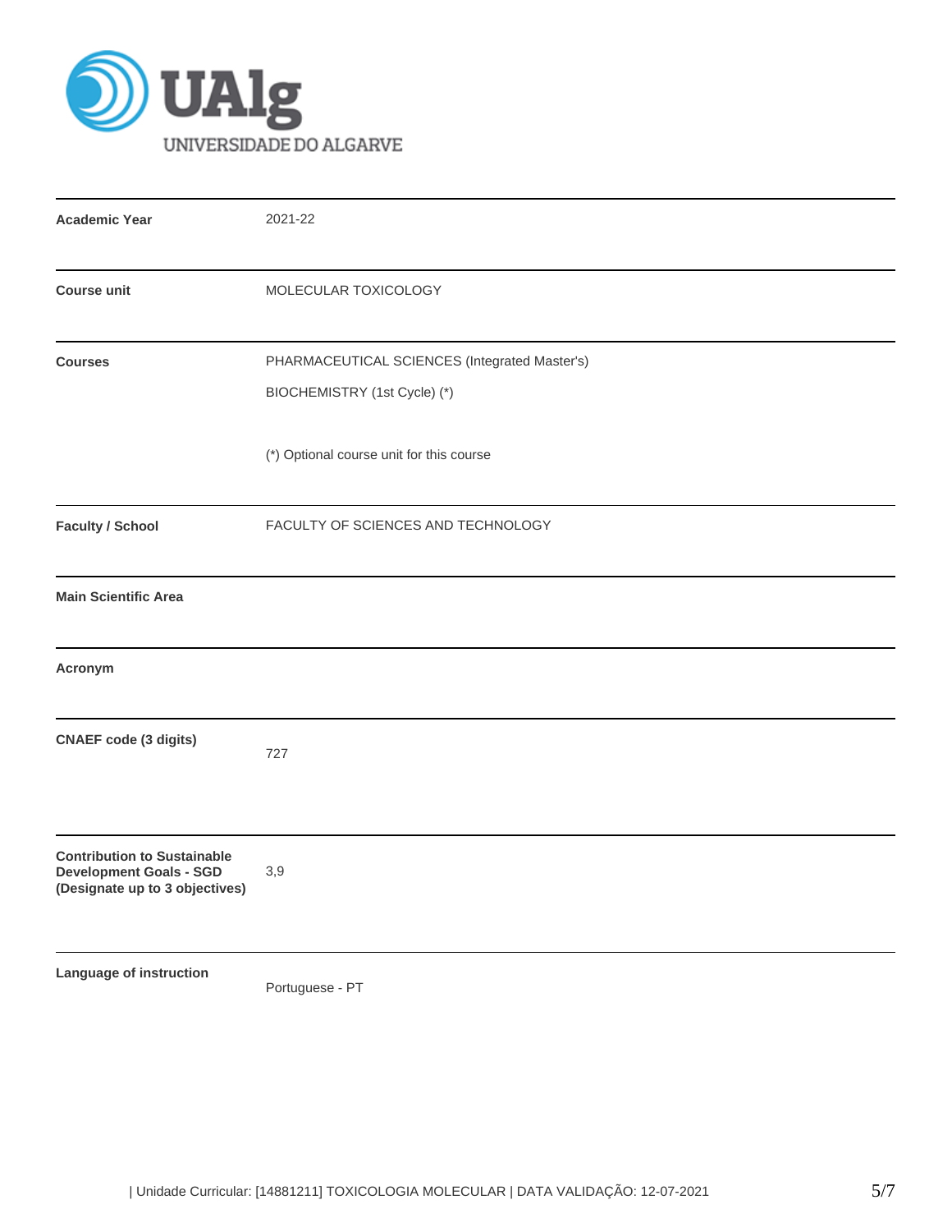| | |
|---|---|
| **Academic Year** | 2021-22 |
| **Course unit** | MOLECULAR TOXICOLOGY |
| **Courses** | PHARMACEUTICAL SCIENCES (Integrated Master's)<br>BIOCHEMISTRY (1st Cycle) (*)<br><br>(*) Optional course unit for this course |
| **Faculty / School** | FACULTY OF SCIENCES AND TECHNOLOGY |
| **Main Scientific Area** | |
| **Acronym** | |
| **CNAEF code (3 digits)** | 727 |
| **Contribution to Sustainable Development Goals - SGD (Designate up to 3 objectives)** | 3,9 |
| **Language of instruction** | Portuguese - PT |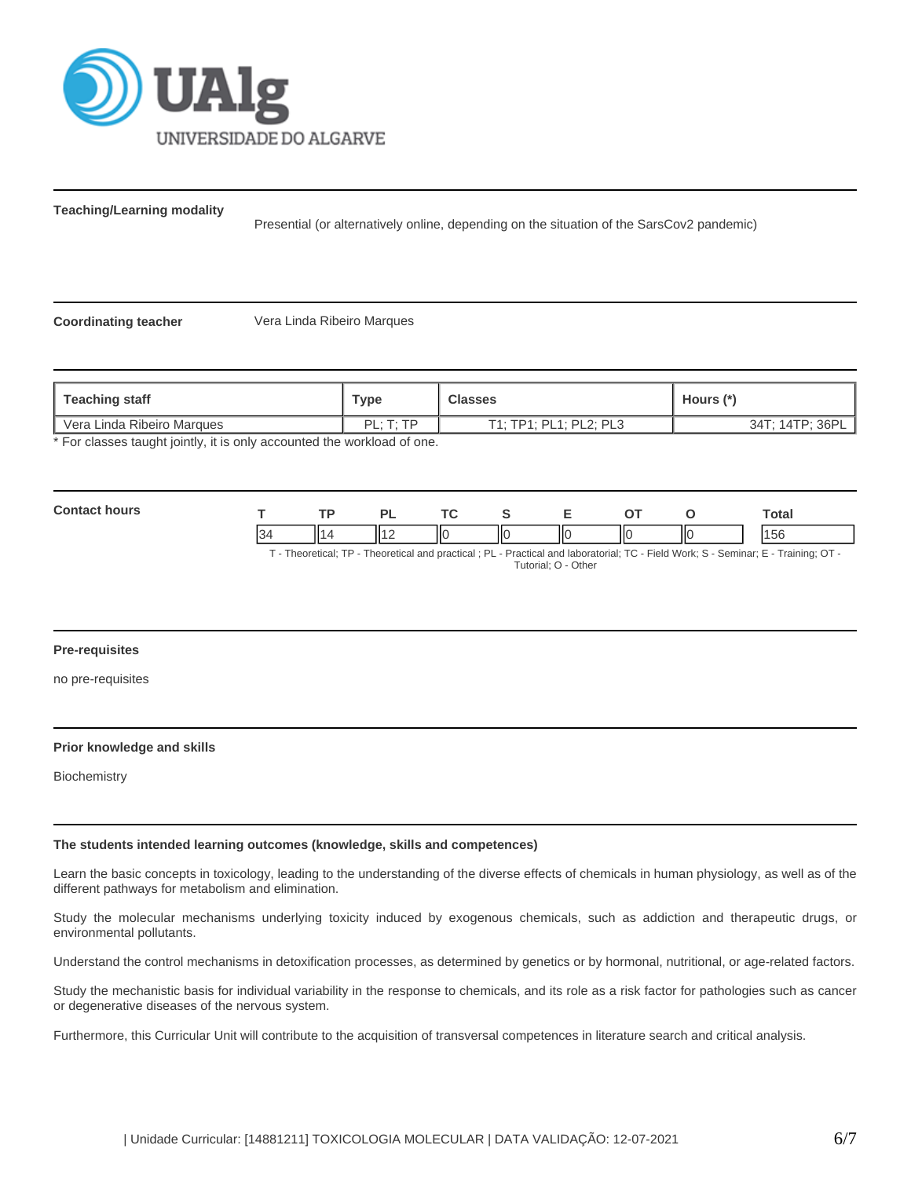**Teaching/Learning modality**

Presential (or alternatively online, depending on the situation of the SarsCov2 pandemic)

**Coordinating teacher**

Vera Linda Ribeiro Marques

| Teaching staff | Type | Classes | Hours (*) |
|---|---|---|---|
| Vera Linda Ribeiro Marques | PL; T; TP | T1; TP1; PL1; PL2; PL3 | 34T; 14TP; 36PL |

* For classes taught jointly, it is only accounted the workload of one.

**Contact hours**

| T | TP | PL | TC | S | E | OT | O | Total |
|---|---|---|---|---|---|---|---|---|
| 34 | 14 | 12 | 0 | 0 | 0 | 0 | 0 | 156 |

T - Theoretical; TP - Theoretical and practical ; PL - Practical and laboratorial; TC - Field Work; S - Seminar; E - Training; OT - Tutorial; O - Other

**Pre-requisites**

no pre-requisites

**Prior knowledge and skills**

Biochemistry

**The students intended learning outcomes (knowledge, skills and competences)**

Learn the basic concepts in toxicology, leading to the understanding of the diverse effects of chemicals in human physiology, as well as of the different pathways for metabolism and elimination.

Study the molecular mechanisms underlying toxicity induced by exogenous chemicals, such as addiction and therapeutic drugs, or environmental pollutants.

Understand the control mechanisms in detoxification processes, as determined by genetics or by hormonal, nutritional, or age-related factors.

Study the mechanistic basis for individual variability in the response to chemicals, and its role as a risk factor for pathologies such as cancer or degenerative diseases of the nervous system.

Furthermore, this Curricular Unit will contribute to the acquisition of transversal competences in literature search and critical analysis.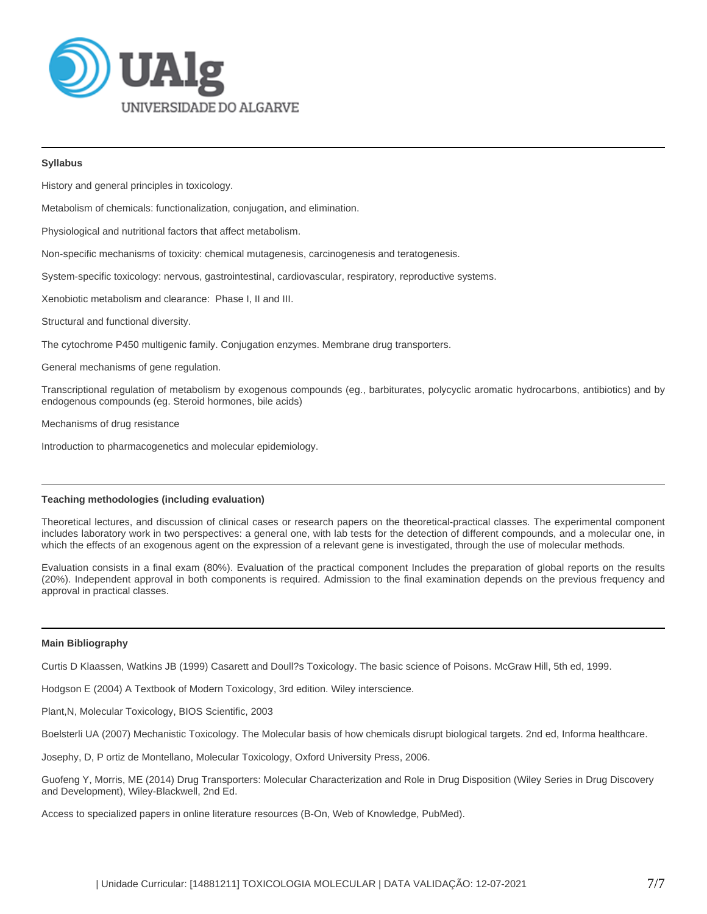### Syllabus

History and general principles in toxicology.

Metabolism of chemicals: functionalization, conjugation, and elimination.

Physiological and nutritional factors that affect metabolism.

Non-specific mechanisms of toxicity: chemical mutagenesis, carcinogenesis and teratogenesis.

System-specific toxicology: nervous, gastrointestinal, cardiovascular, respiratory, reproductive systems.

Xenobiotic metabolism and clearance: Phase I, II and III.

Structural and functional diversity.

The cytochrome P450 multigenic family. Conjugation enzymes. Membrane drug transporters.

General mechanisms of gene regulation.

Transcriptional regulation of metabolism by exogenous compounds (eg., barbiturates, polycyclic aromatic hydrocarbons, antibiotics) and by endogenous compounds (eg. Steroid hormones, bile acids)

Mechanisms of drug resistance

Introduction to pharmacogenetics and molecular epidemiology.

### Teaching methodologies (including evaluation)

Theoretical lectures, and discussion of clinical cases or research papers on the theoretical-practical classes. The experimental component includes laboratory work in two perspectives: a general one, with lab tests for the detection of different compounds, and a molecular one, in which the effects of an exogenous agent on the expression of a relevant gene is investigated, through the use of molecular methods.

Evaluation consists in a final exam (80%). Evaluation of the practical component Includes the preparation of global reports on the results (20%). Independent approval in both components is required. Admission to the final examination depends on the previous frequency and approval in practical classes.

### Main Bibliography

Curtis D Klaassen, Watkins JB (1999) Casarett and Doull?s Toxicology. The basic science of Poisons. McGraw Hill, 5th ed, 1999.

Hodgson E (2004) A Textbook of Modern Toxicology, 3rd edition. Wiley interscience.

Plant,N, Molecular Toxicology, BIOS Scientific, 2003

Boelsterli UA (2007) Mechanistic Toxicology. The Molecular basis of how chemicals disrupt biological targets. 2nd ed, Informa healthcare.

Josephy, D, P ortiz de Montellano, Molecular Toxicology, Oxford University Press, 2006.

Guofeng Y, Morris, ME (2014) Drug Transporters: Molecular Characterization and Role in Drug Disposition (Wiley Series in Drug Discovery and Development), Wiley-Blackwell, 2nd Ed.

Access to specialized papers in online literature resources (B-On, Web of Knowledge, PubMed).